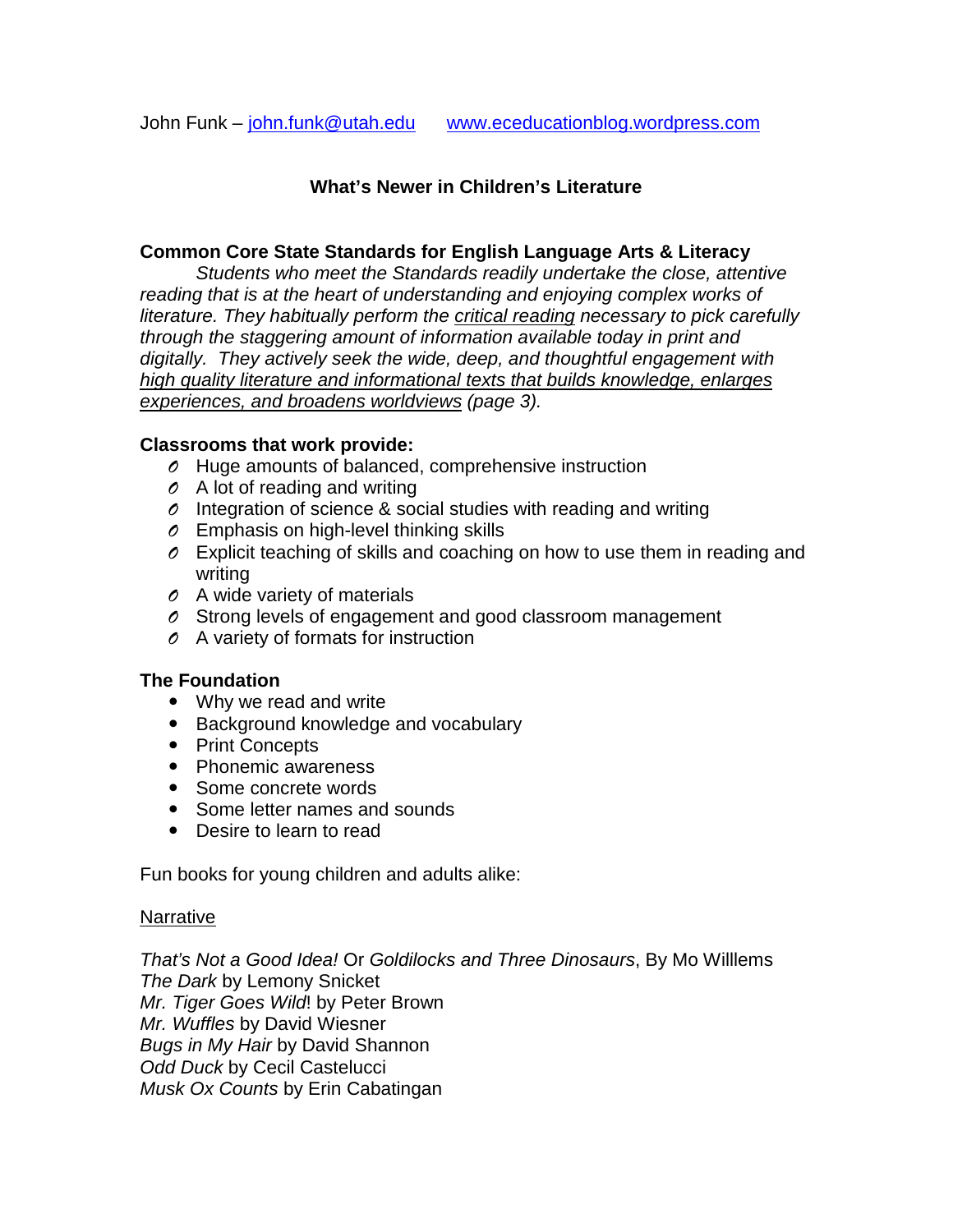John Funk – john.funk@utah.edu www.eceducationblog.wordpress.com

## What's Newer in Children's Literature

**Common Core State Standards for English Language Arts & Literacy**

*Students who meet the Standards readily undertake the close, attentive reading that is at the heart of understanding and enjoying complex works of literature. They habitually perform the <u>critical reading</u> necessary to pick carefully through the staggering amount of information available today in print and digitally. They actively seek the wide, deep, and thoughtful engagement with <u>high quality literature and informational texts that builds knowledge, enlarges experiences, and broadens worldviews</u> (page 3).*

**Classrooms that work provide:**

- Huge amounts of balanced, comprehensive instruction
- A lot of reading and writing
- Integration of science & social studies with reading and writing
- Emphasis on high-level thinking skills
- Explicit teaching of skills and coaching on how to use them in reading and writing
- A wide variety of materials
- Strong levels of engagement and good classroom management
- A variety of formats for instruction

**The Foundation**

- Why we read and write
- Background knowledge and vocabulary
- Print Concepts
- Phonemic awareness
- Some concrete words
- Some letter names and sounds
- Desire to learn to read

Fun books for young children and adults alike:

<u>Narrative</u>

*That's Not a Good Idea!* Or *Goldilocks and Three Dinosaurs*, By Mo Willlems
*The Dark* by Lemony Snicket
*Mr. Tiger Goes Wild*! by Peter Brown
*Mr. Wuffles* by David Wiesner
*Bugs in My Hair* by David Shannon
*Odd Duck* by Cecil Castelucci
*Musk Ox Counts* by Erin Cabatingan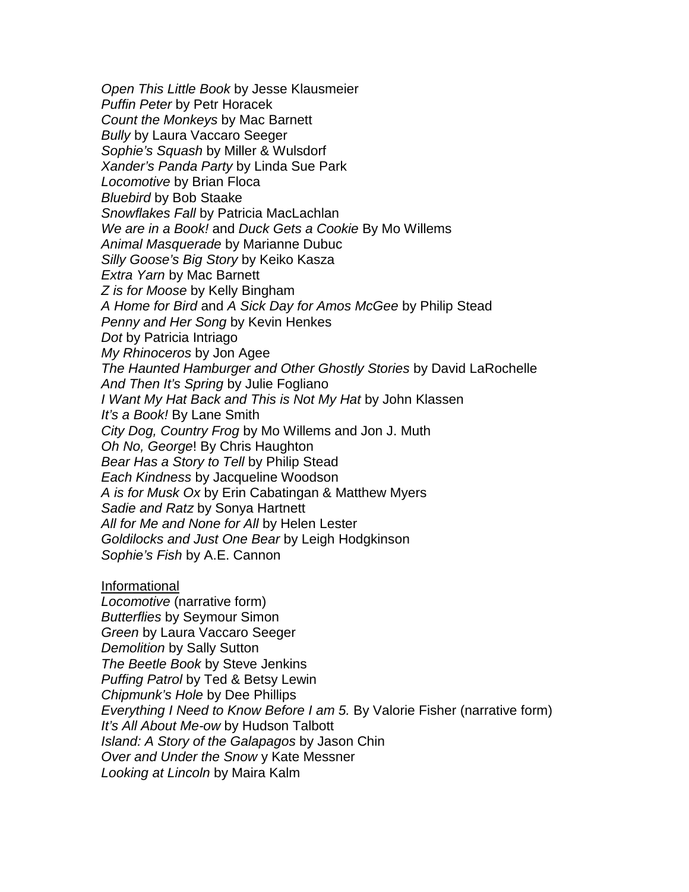*Open This Little Book* by Jesse Klausmeier
*Puffin Peter* by Petr Horacek
*Count the Monkeys* by Mac Barnett
*Bully* by Laura Vaccaro Seeger
*Sophie's Squash* by Miller & Wulsdorf
*Xander's Panda Party* by Linda Sue Park
*Locomotive* by Brian Floca
*Bluebird* by Bob Staake
*Snowflakes Fall* by Patricia MacLachlan
*We are in a Book!* and *Duck Gets a Cookie* By Mo Willems
*Animal Masquerade* by Marianne Dubuc
*Silly Goose's Big Story* by Keiko Kasza
*Extra Yarn* by Mac Barnett
*Z is for Moose* by Kelly Bingham
*A Home for Bird* and *A Sick Day for Amos McGee* by Philip Stead
*Penny and Her Song* by Kevin Henkes
*Dot* by Patricia Intriago
*My Rhinoceros* by Jon Agee
*The Haunted Hamburger and Other Ghostly Stories* by David LaRochelle
*And Then It's Spring* by Julie Fogliano
*I Want My Hat Back and This is Not My Hat* by John Klassen
*It's a Book!* By Lane Smith
*City Dog, Country Frog* by Mo Willems and Jon J. Muth
*Oh No, George*! By Chris Haughton
*Bear Has a Story to Tell* by Philip Stead
*Each Kindness* by Jacqueline Woodson
*A is for Musk Ox* by Erin Cabatingan & Matthew Myers
*Sadie and Ratz* by Sonya Hartnett
*All for Me and None for All* by Helen Lester
*Goldilocks and Just One Bear* by Leigh Hodgkinson
*Sophie's Fish* by A.E. Cannon

Informational
*Locomotive* (narrative form)
*Butterflies* by Seymour Simon
*Green* by Laura Vaccaro Seeger
*Demolition* by Sally Sutton
*The Beetle Book* by Steve Jenkins
*Puffing Patrol* by Ted & Betsy Lewin
*Chipmunk's Hole* by Dee Phillips
*Everything I Need to Know Before I am 5.* By Valorie Fisher (narrative form)
*It's All About Me-ow* by Hudson Talbott
*Island: A Story of the Galapagos* by Jason Chin
*Over and Under the Snow* y Kate Messner
*Looking at Lincoln* by Maira Kalm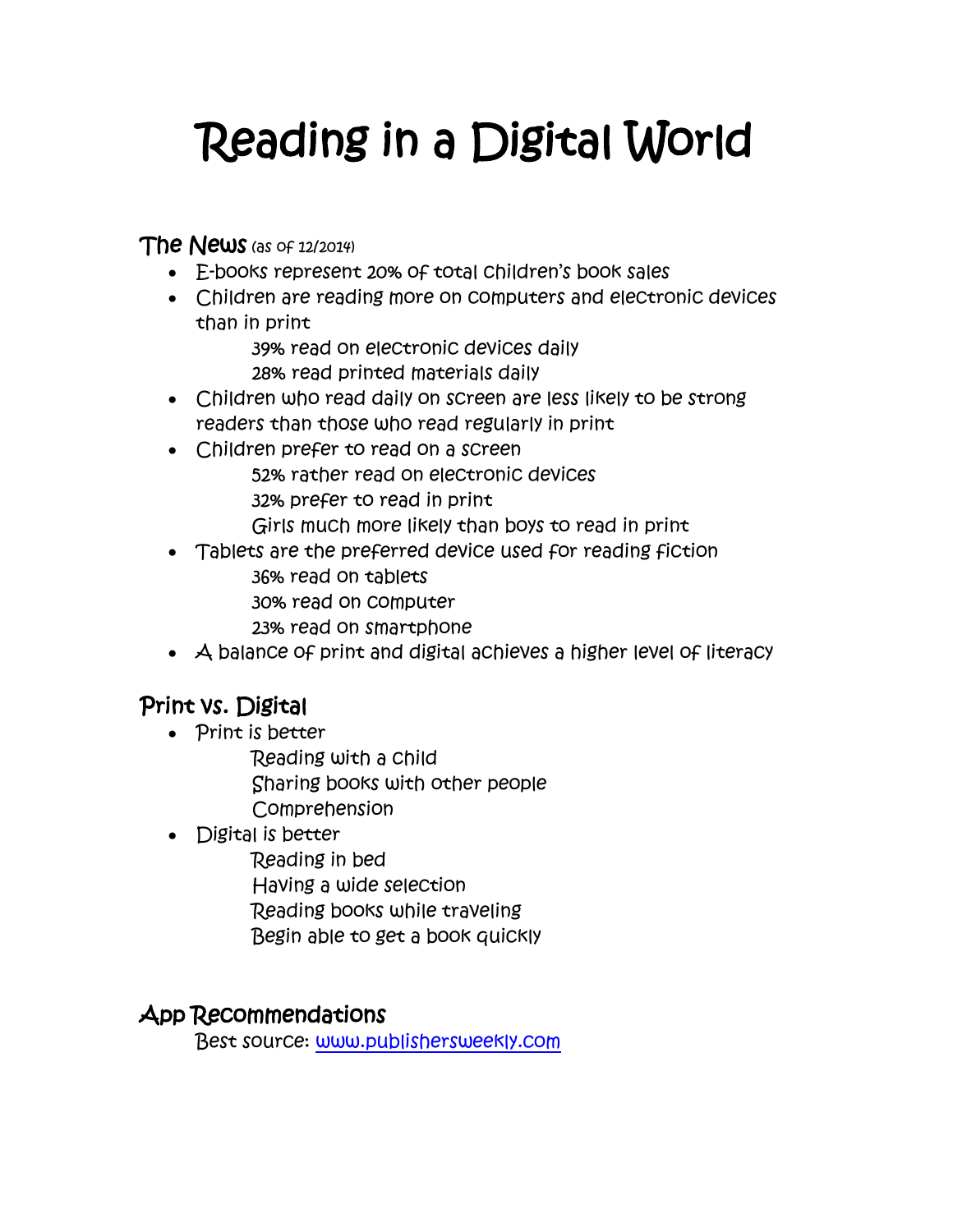# Reading in a Digital World

## The News (as of 12/2014)

- E-books represent 20% of total children's book sales
- Children are reading more on computers and electronic devices than in print
    - 39% read on electronic devices daily
    - 28% read printed materials daily
- Children who read daily on screen are less likely to be strong readers than those who read regularly in print
- Children prefer to read on a screen
    - 52% rather read on electronic devices
    - 32% prefer to read in print
    - Girls much more likely than boys to read in print
- Tablets are the preferred device used for reading fiction
    - 36% read on tablets
    - 30% read on computer
    - 23% read on smartphone
- A balance of print and digital achieves a higher level of literacy

## Print vs. Digital

- Print is better
    - Reading with a child
    - Sharing books with other people
    - Comprehension
- Digital is better
    - Reading in bed
    - Having a wide selection
    - Reading books while traveling
    - Begin able to get a book quickly

## App Recommendations

Best source: [www.publishersweekly.com](http://www.publishersweekly.com)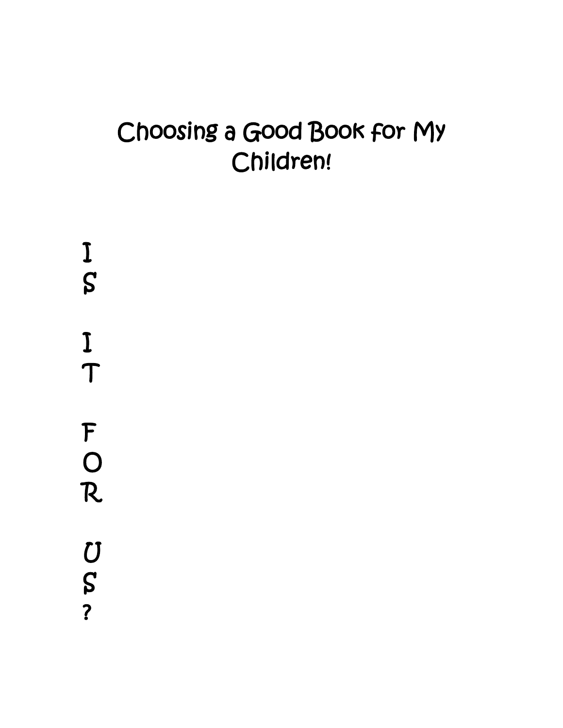# Choosing a Good Book for My Children!

I
S

I
T

F
O
R

U
S
?